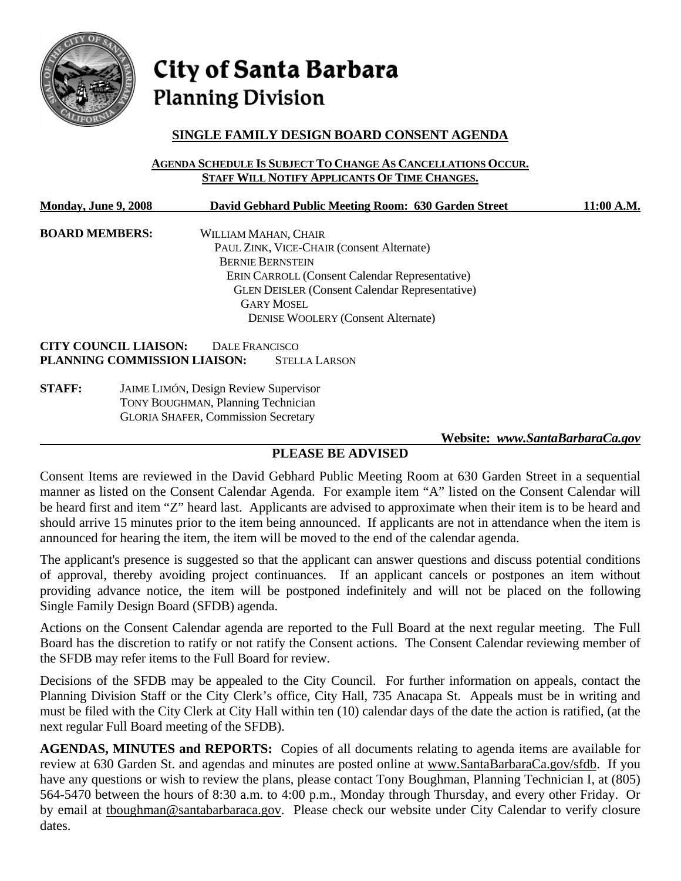# City of Santa Barbara
## Planning Division

### SINGLE FAMILY DESIGN BOARD CONSENT AGENDA

**AGENDA SCHEDULE IS SUBJECT TO CHANGE AS CANCELLATIONS OCCUR.**
**STAFF WILL NOTIFY APPLICANTS OF TIME CHANGES.**

**Monday, June 9, 2008** **David Gebhard Public Meeting Room: 630 Garden Street** **11:00 A.M.**

**BOARD MEMBERS:**
WILLIAM MAHAN, CHAIR
PAUL ZINK, VICE-CHAIR (Consent Alternate)
BERNIE BERNSTEIN
ERIN CARROLL (Consent Calendar Representative)
GLEN DEISLER (Consent Calendar Representative)
GARY MOSEL
DENISE WOOLERY (Consent Alternate)

**CITY COUNCIL LIAISON:** DALE FRANCISCO
**PLANNING COMMISSION LIAISON:** STELLA LARSON

**STAFF:**
JAIME LIMÓN, Design Review Supervisor
TONY BOUGHMAN, Planning Technician
GLORIA SHAFER, Commission Secretary

**Website:** ***www.SantaBarbaraCa.gov***

### PLEASE BE ADVISED

Consent Items are reviewed in the David Gebhard Public Meeting Room at 630 Garden Street in a sequential manner as listed on the Consent Calendar Agenda. For example item "A" listed on the Consent Calendar will be heard first and item "Z" heard last. Applicants are advised to approximate when their item is to be heard and should arrive 15 minutes prior to the item being announced. If applicants are not in attendance when the item is announced for hearing the item, the item will be moved to the end of the calendar agenda.

The applicant's presence is suggested so that the applicant can answer questions and discuss potential conditions of approval, thereby avoiding project continuances. If an applicant cancels or postpones an item without providing advance notice, the item will be postponed indefinitely and will not be placed on the following Single Family Design Board (SFDB) agenda.

Actions on the Consent Calendar agenda are reported to the Full Board at the next regular meeting. The Full Board has the discretion to ratify or not ratify the Consent actions. The Consent Calendar reviewing member of the SFDB may refer items to the Full Board for review.

Decisions of the SFDB may be appealed to the City Council. For further information on appeals, contact the Planning Division Staff or the City Clerk's office, City Hall, 735 Anacapa St. Appeals must be in writing and must be filed with the City Clerk at City Hall within ten (10) calendar days of the date the action is ratified, (at the next regular Full Board meeting of the SFDB).

**AGENDAS, MINUTES and REPORTS:** Copies of all documents relating to agenda items are available for review at 630 Garden St. and agendas and minutes are posted online at www.SantaBarbaraCa.gov/sfdb. If you have any questions or wish to review the plans, please contact Tony Boughman, Planning Technician I, at (805) 564-5470 between the hours of 8:30 a.m. to 4:00 p.m., Monday through Thursday, and every other Friday. Or by email at tboughman@santabarbaraca.gov. Please check our website under City Calendar to verify closure dates.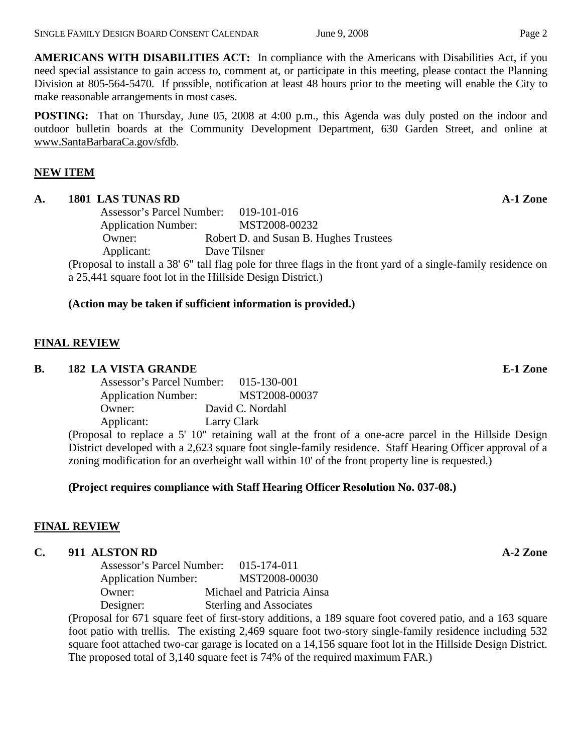**AMERICANS WITH DISABILITIES ACT:** In compliance with the Americans with Disabilities Act, if you need special assistance to gain access to, comment at, or participate in this meeting, please contact the Planning Division at 805-564-5470. If possible, notification at least 48 hours prior to the meeting will enable the City to make reasonable arrangements in most cases.

**POSTING:** That on Thursday, June 05, 2008 at 4:00 p.m., this Agenda was duly posted on the indoor and outdoor bulletin boards at the Community Development Department, 630 Garden Street, and online at www.SantaBarbaraCa.gov/sfdb.

## NEW ITEM

**A. 1801 LAS TUNAS RD** **A-1 Zone**

Assessor's Parcel Number: 019-101-016
Application Number: MST2008-00232
Owner: Robert D. and Susan B. Hughes Trustees
Applicant: Dave Tilsner

(Proposal to install a 38' 6" tall flag pole for three flags in the front yard of a single-family residence on a 25,441 square foot lot in the Hillside Design District.)

**(Action may be taken if sufficient information is provided.)**

## FINAL REVIEW

**B. 182 LA VISTA GRANDE** **E-1 Zone**

Assessor's Parcel Number: 015-130-001
Application Number: MST2008-00037
Owner: David C. Nordahl
Applicant: Larry Clark

(Proposal to replace a 5' 10" retaining wall at the front of a one-acre parcel in the Hillside Design District developed with a 2,623 square foot single-family residence. Staff Hearing Officer approval of a zoning modification for an overheight wall within 10' of the front property line is requested.)

**(Project requires compliance with Staff Hearing Officer Resolution No. 037-08.)**

## FINAL REVIEW

**C. 911 ALSTON RD** **A-2 Zone**

Assessor's Parcel Number: 015-174-011
Application Number: MST2008-00030
Owner: Michael and Patricia Ainsa
Designer: Sterling and Associates

(Proposal for 671 square feet of first-story additions, a 189 square foot covered patio, and a 163 square foot patio with trellis. The existing 2,469 square foot two-story single-family residence including 532 square foot attached two-car garage is located on a 14,156 square foot lot in the Hillside Design District. The proposed total of 3,140 square feet is 74% of the required maximum FAR.)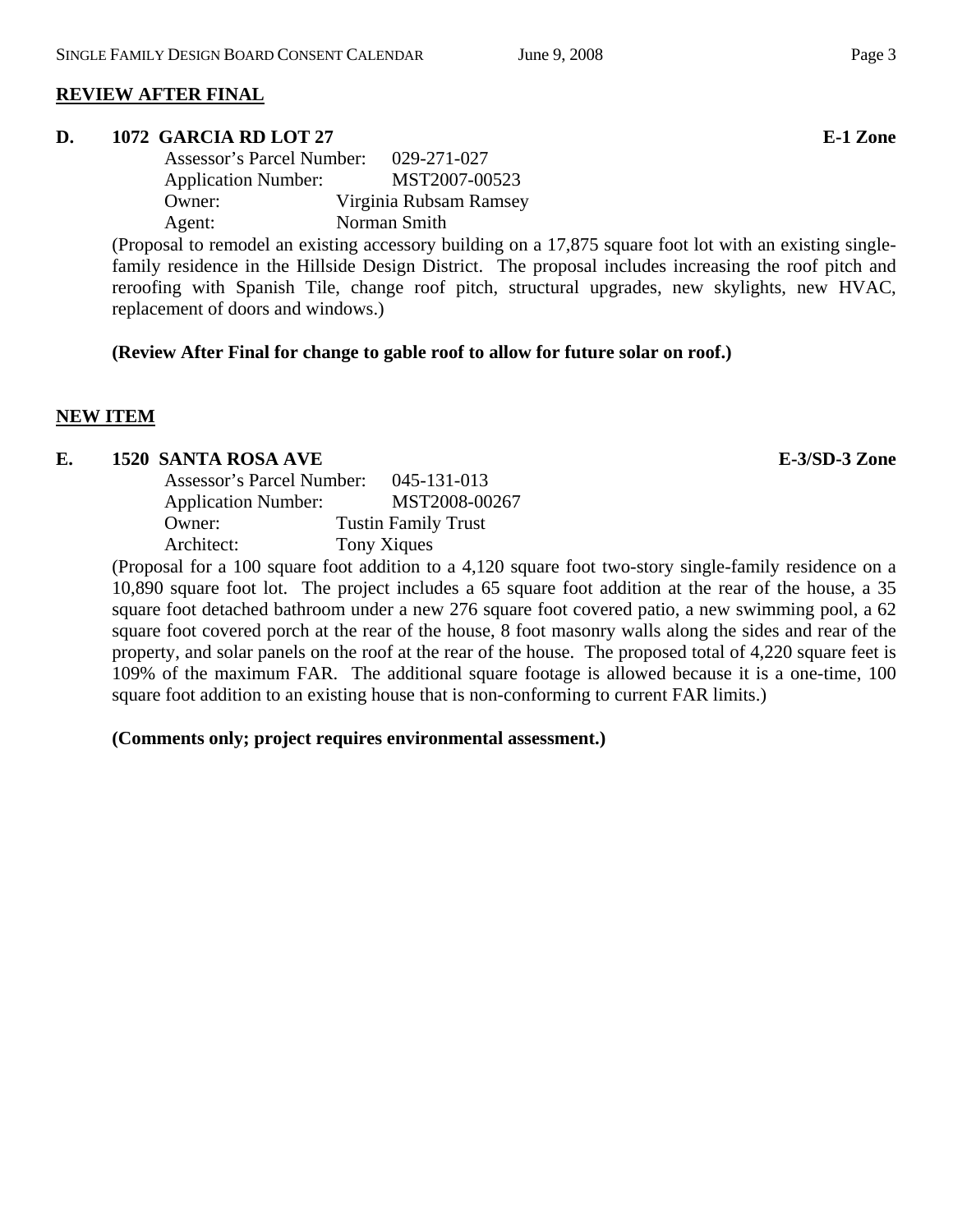## REVIEW AFTER FINAL

**D. 1072 GARCIA RD LOT 27** **E-1 Zone**

Assessor's Parcel Number: 029-271-027
Application Number: MST2007-00523
Owner: Virginia Rubsam Ramsey
Agent: Norman Smith

(Proposal to remodel an existing accessory building on a 17,875 square foot lot with an existing single-family residence in the Hillside Design District. The proposal includes increasing the roof pitch and reroofing with Spanish Tile, change roof pitch, structural upgrades, new skylights, new HVAC, replacement of doors and windows.)

**(Review After Final for change to gable roof to allow for future solar on roof.)**

## NEW ITEM

**E. 1520 SANTA ROSA AVE** **E-3/SD-3 Zone**

Assessor's Parcel Number: 045-131-013
Application Number: MST2008-00267
Owner: Tustin Family Trust
Architect: Tony Xiques

(Proposal for a 100 square foot addition to a 4,120 square foot two-story single-family residence on a 10,890 square foot lot. The project includes a 65 square foot addition at the rear of the house, a 35 square foot detached bathroom under a new 276 square foot covered patio, a new swimming pool, a 62 square foot covered porch at the rear of the house, 8 foot masonry walls along the sides and rear of the property, and solar panels on the roof at the rear of the house. The proposed total of 4,220 square feet is 109% of the maximum FAR. The additional square footage is allowed because it is a one-time, 100 square foot addition to an existing house that is non-conforming to current FAR limits.)

**(Comments only; project requires environmental assessment.)**